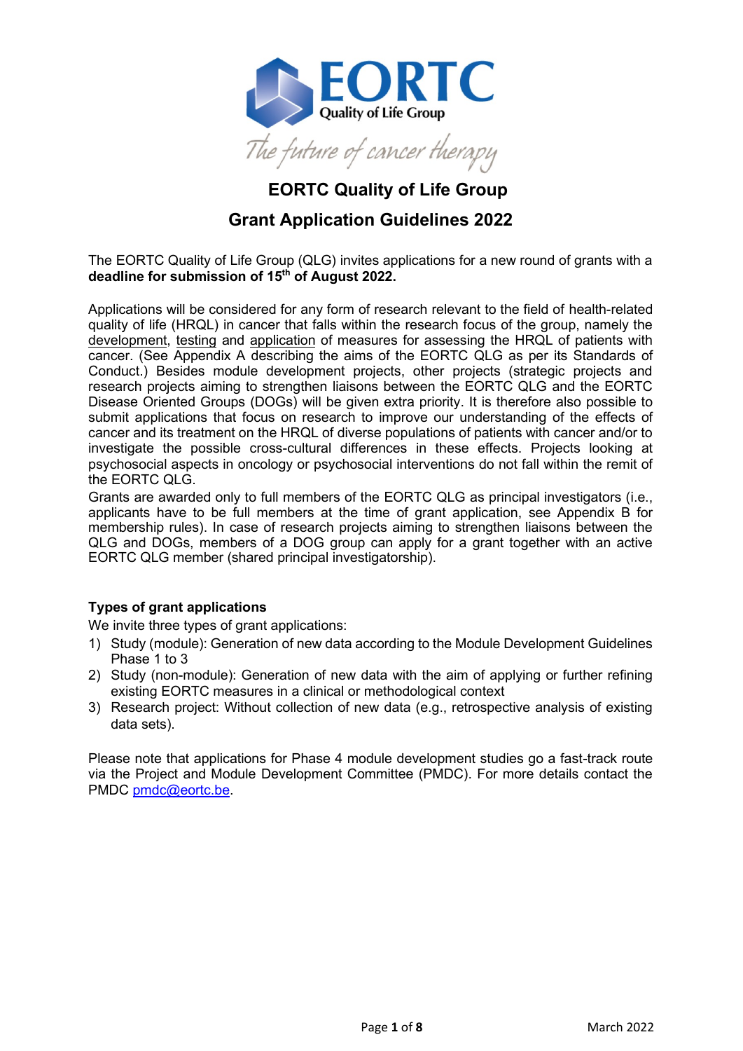# EORTC Quality of Life Group

## Grant Application Guidelines 2022

The EORTC Quality of Life Group (QLG) invites applications for a new round of grants with a **deadline for submission of 15th of August 2022.**

Applications will be considered for any form of research relevant to the field of health-related quality of life (HRQL) in cancer that falls within the research focus of the group, namely the development, testing and application of measures for assessing the HRQL of patients with cancer. (See Appendix A describing the aims of the EORTC QLG as per its Standards of Conduct.) Besides module development projects, other projects (strategic projects and research projects aiming to strengthen liaisons between the EORTC QLG and the EORTC Disease Oriented Groups (DOGs) will be given extra priority. It is therefore also possible to submit applications that focus on research to improve our understanding of the effects of cancer and its treatment on the HRQL of diverse populations of patients with cancer and/or to investigate the possible cross-cultural differences in these effects. Projects looking at psychosocial aspects in oncology or psychosocial interventions do not fall within the remit of the EORTC QLG.

Grants are awarded only to full members of the EORTC QLG as principal investigators (i.e., applicants have to be full members at the time of grant application, see Appendix B for membership rules). In case of research projects aiming to strengthen liaisons between the QLG and DOGs, members of a DOG group can apply for a grant together with an active EORTC QLG member (shared principal investigatorship).

### Types of grant applications

We invite three types of grant applications:

1) Study (module): Generation of new data according to the Module Development Guidelines Phase 1 to 3
2) Study (non-module): Generation of new data with the aim of applying or further refining existing EORTC measures in a clinical or methodological context
3) Research project: Without collection of new data (e.g., retrospective analysis of existing data sets).

Please note that applications for Phase 4 module development studies go a fast-track route via the Project and Module Development Committee (PMDC). For more details contact the PMDC pmdc@eortc.be.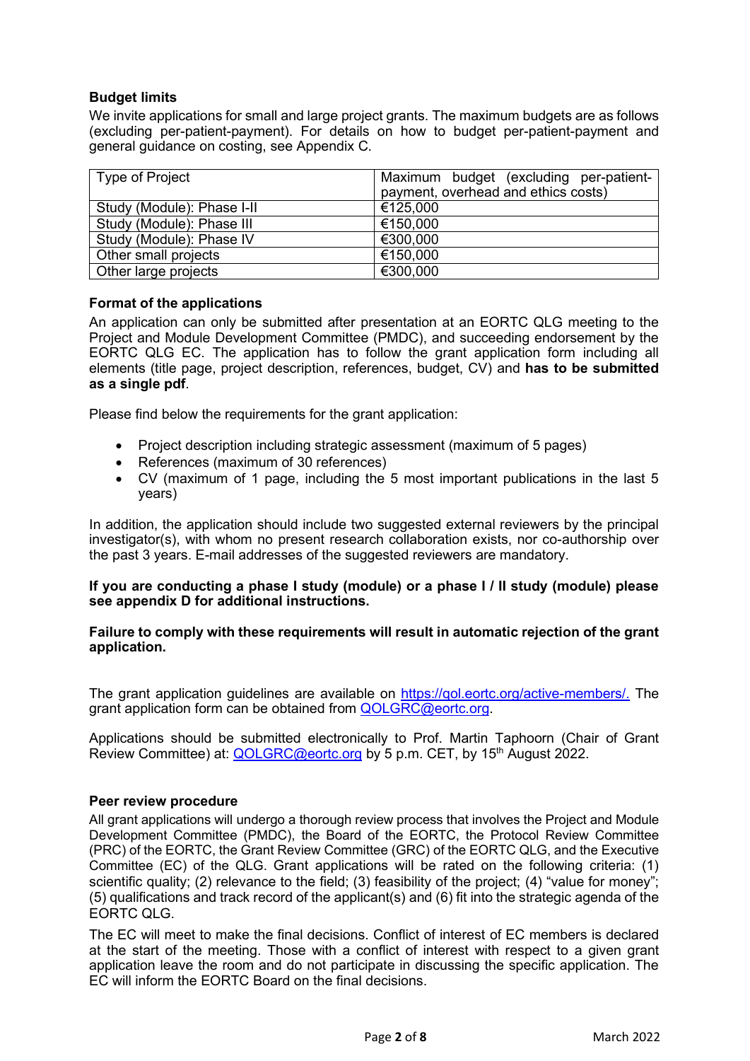## Budget limits

We invite applications for small and large project grants. The maximum budgets are as follows (excluding per-patient-payment). For details on how to budget per-patient-payment and general guidance on costing, see Appendix C.

| Type of Project | Maximum budget (excluding per-patient-payment, overhead and ethics costs) |
|---|---|
| Study (Module): Phase I-II | €125,000 |
| Study (Module): Phase III | €150,000 |
| Study (Module): Phase IV | €300,000 |
| Other small projects | €150,000 |
| Other large projects | €300,000 |

## Format of the applications

An application can only be submitted after presentation at an EORTC QLG meeting to the Project and Module Development Committee (PMDC), and succeeding endorsement by the EORTC QLG EC. The application has to follow the grant application form including all elements (title page, project description, references, budget, CV) and **has to be submitted as a single pdf**.

Please find below the requirements for the grant application:

- Project description including strategic assessment (maximum of 5 pages)
- References (maximum of 30 references)
- CV (maximum of 1 page, including the 5 most important publications in the last 5 years)

In addition, the application should include two suggested external reviewers by the principal investigator(s), with whom no present research collaboration exists, nor co-authorship over the past 3 years. E-mail addresses of the suggested reviewers are mandatory.

**If you are conducting a phase I study (module) or a phase I / II study (module) please see appendix D for additional instructions.**

**Failure to comply with these requirements will result in automatic rejection of the grant application.**

The grant application guidelines are available on https://qol.eortc.org/active-members/. The grant application form can be obtained from QOLGRC@eortc.org.

Applications should be submitted electronically to Prof. Martin Taphoorn (Chair of Grant Review Committee) at: QOLGRC@eortc.org by 5 p.m. CET, by 15th August 2022.

## Peer review procedure

All grant applications will undergo a thorough review process that involves the Project and Module Development Committee (PMDC), the Board of the EORTC, the Protocol Review Committee (PRC) of the EORTC, the Grant Review Committee (GRC) of the EORTC QLG, and the Executive Committee (EC) of the QLG. Grant applications will be rated on the following criteria: (1) scientific quality; (2) relevance to the field; (3) feasibility of the project; (4) "value for money"; (5) qualifications and track record of the applicant(s) and (6) fit into the strategic agenda of the EORTC QLG.

The EC will meet to make the final decisions. Conflict of interest of EC members is declared at the start of the meeting. Those with a conflict of interest with respect to a given grant application leave the room and do not participate in discussing the specific application. The EC will inform the EORTC Board on the final decisions.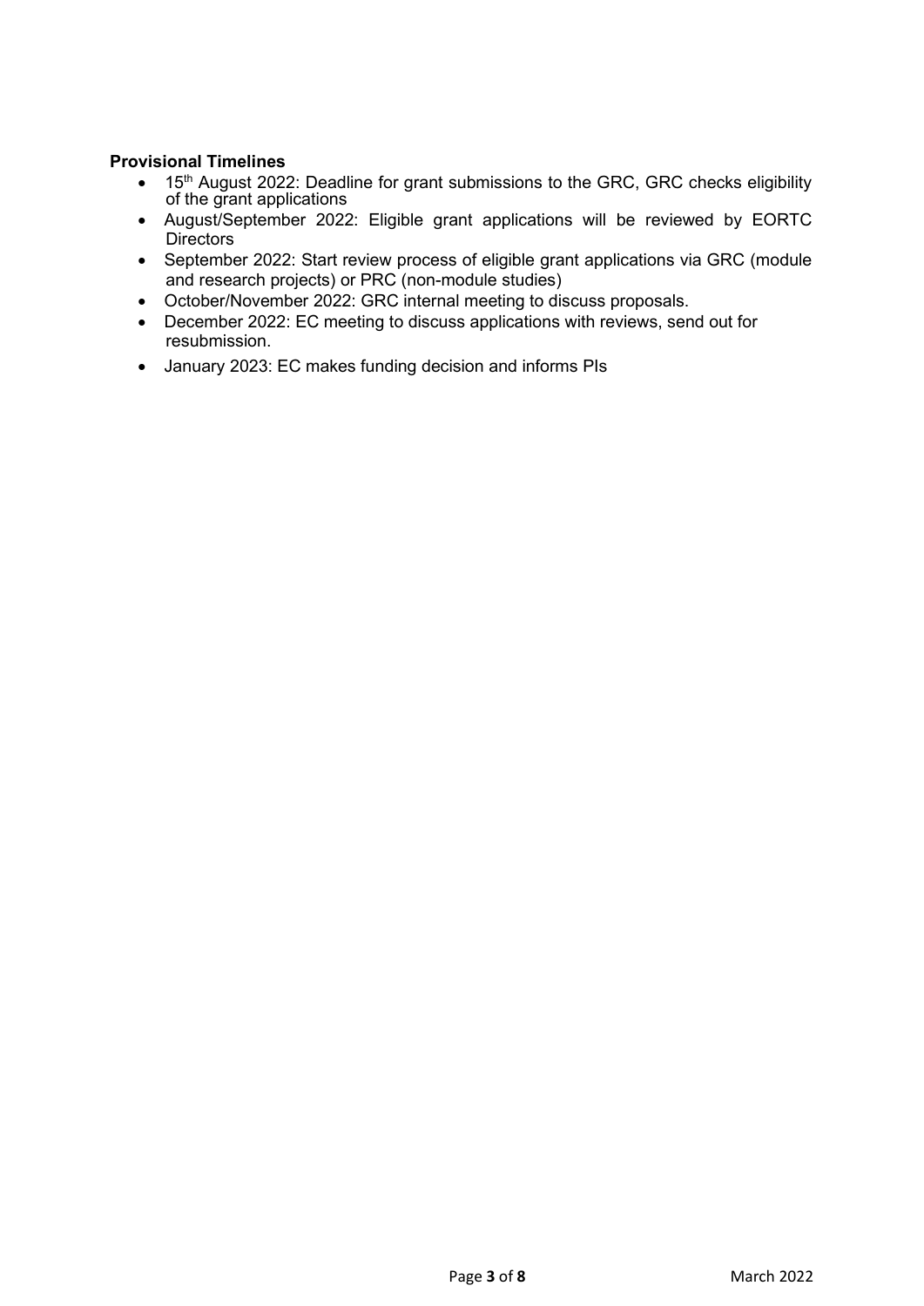**Provisional Timelines**

- 15th August 2022: Deadline for grant submissions to the GRC, GRC checks eligibility of the grant applications
- August/September 2022: Eligible grant applications will be reviewed by EORTC Directors
- September 2022: Start review process of eligible grant applications via GRC (module and research projects) or PRC (non-module studies)
- October/November 2022: GRC internal meeting to discuss proposals.
- December 2022: EC meeting to discuss applications with reviews, send out for resubmission.
- January 2023: EC makes funding decision and informs PIs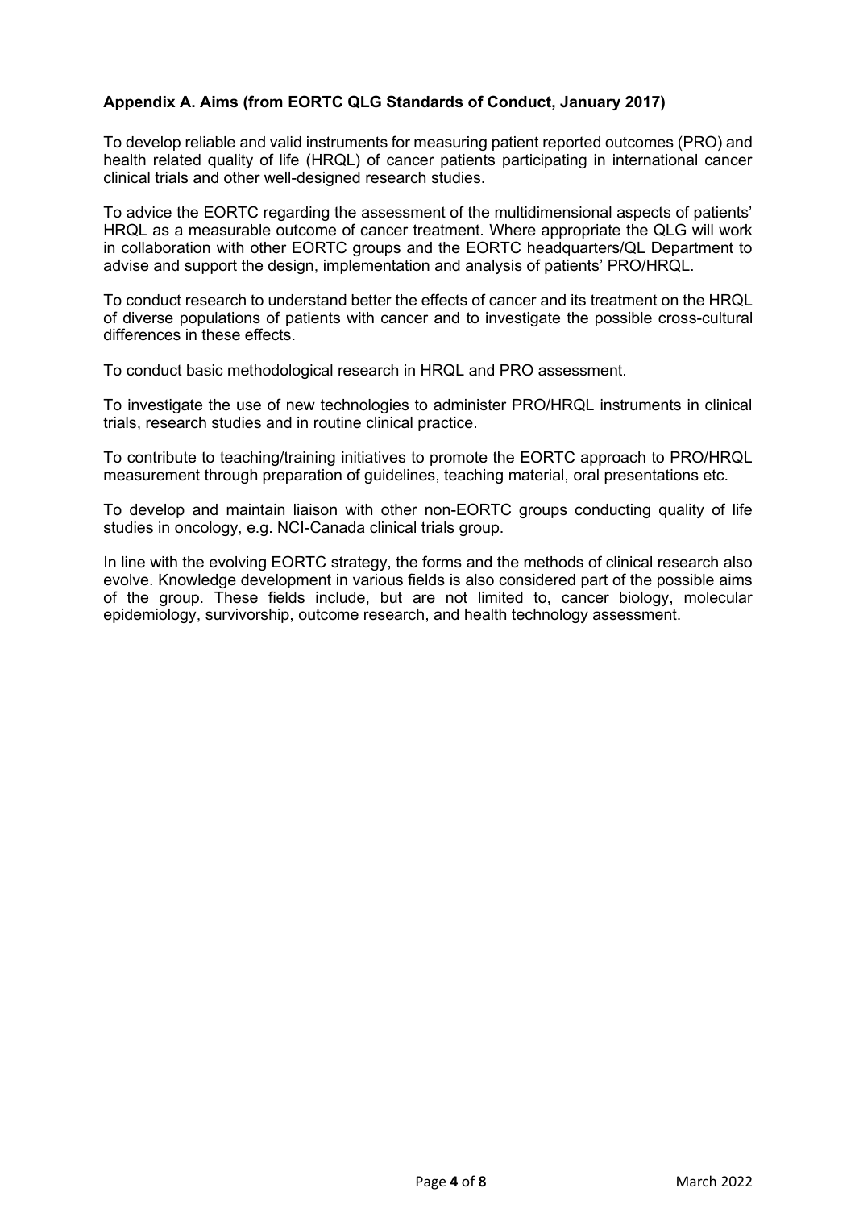**Appendix A. Aims (from EORTC QLG Standards of Conduct, January 2017)**

To develop reliable and valid instruments for measuring patient reported outcomes (PRO) and health related quality of life (HRQL) of cancer patients participating in international cancer clinical trials and other well-designed research studies.

To advice the EORTC regarding the assessment of the multidimensional aspects of patients' HRQL as a measurable outcome of cancer treatment. Where appropriate the QLG will work in collaboration with other EORTC groups and the EORTC headquarters/QL Department to advise and support the design, implementation and analysis of patients' PRO/HRQL.

To conduct research to understand better the effects of cancer and its treatment on the HRQL of diverse populations of patients with cancer and to investigate the possible cross-cultural differences in these effects.

To conduct basic methodological research in HRQL and PRO assessment.

To investigate the use of new technologies to administer PRO/HRQL instruments in clinical trials, research studies and in routine clinical practice.

To contribute to teaching/training initiatives to promote the EORTC approach to PRO/HRQL measurement through preparation of guidelines, teaching material, oral presentations etc.

To develop and maintain liaison with other non-EORTC groups conducting quality of life studies in oncology, e.g. NCI-Canada clinical trials group.

In line with the evolving EORTC strategy, the forms and the methods of clinical research also evolve. Knowledge development in various fields is also considered part of the possible aims of the group. These fields include, but are not limited to, cancer biology, molecular epidemiology, survivorship, outcome research, and health technology assessment.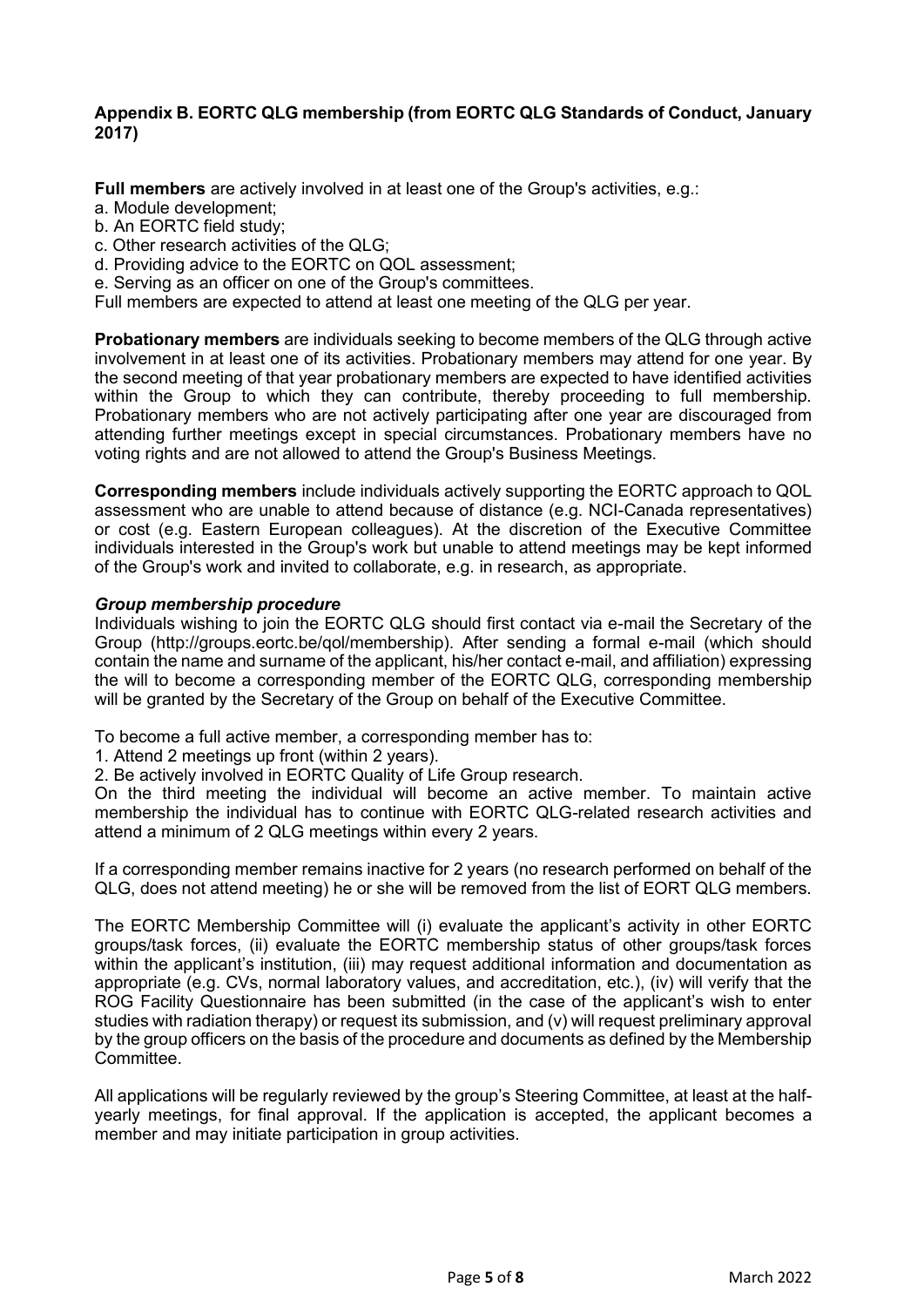## Appendix B. EORTC QLG membership (from EORTC QLG Standards of Conduct, January 2017)

**Full members** are actively involved in at least one of the Group's activities, e.g.:

a. Module development;
b. An EORTC field study;
c. Other research activities of the QLG;
d. Providing advice to the EORTC on QOL assessment;
e. Serving as an officer on one of the Group's committees.

Full members are expected to attend at least one meeting of the QLG per year.

**Probationary members** are individuals seeking to become members of the QLG through active involvement in at least one of its activities. Probationary members may attend for one year. By the second meeting of that year probationary members are expected to have identified activities within the Group to which they can contribute, thereby proceeding to full membership. Probationary members who are not actively participating after one year are discouraged from attending further meetings except in special circumstances. Probationary members have no voting rights and are not allowed to attend the Group's Business Meetings.

**Corresponding members** include individuals actively supporting the EORTC approach to QOL assessment who are unable to attend because of distance (e.g. NCI-Canada representatives) or cost (e.g. Eastern European colleagues). At the discretion of the Executive Committee individuals interested in the Group's work but unable to attend meetings may be kept informed of the Group's work and invited to collaborate, e.g. in research, as appropriate.

### *Group membership procedure*

Individuals wishing to join the EORTC QLG should first contact via e-mail the Secretary of the Group (http://groups.eortc.be/qol/membership). After sending a formal e-mail (which should contain the name and surname of the applicant, his/her contact e-mail, and affiliation) expressing the will to become a corresponding member of the EORTC QLG, corresponding membership will be granted by the Secretary of the Group on behalf of the Executive Committee.

To become a full active member, a corresponding member has to:

1. Attend 2 meetings up front (within 2 years).
2. Be actively involved in EORTC Quality of Life Group research.

On the third meeting the individual will become an active member. To maintain active membership the individual has to continue with EORTC QLG-related research activities and attend a minimum of 2 QLG meetings within every 2 years.

If a corresponding member remains inactive for 2 years (no research performed on behalf of the QLG, does not attend meeting) he or she will be removed from the list of EORT QLG members.

The EORTC Membership Committee will (i) evaluate the applicant's activity in other EORTC groups/task forces, (ii) evaluate the EORTC membership status of other groups/task forces within the applicant's institution, (iii) may request additional information and documentation as appropriate (e.g. CVs, normal laboratory values, and accreditation, etc.), (iv) will verify that the ROG Facility Questionnaire has been submitted (in the case of the applicant's wish to enter studies with radiation therapy) or request its submission, and (v) will request preliminary approval by the group officers on the basis of the procedure and documents as defined by the Membership Committee.

All applications will be regularly reviewed by the group's Steering Committee, at least at the half-yearly meetings, for final approval. If the application is accepted, the applicant becomes a member and may initiate participation in group activities.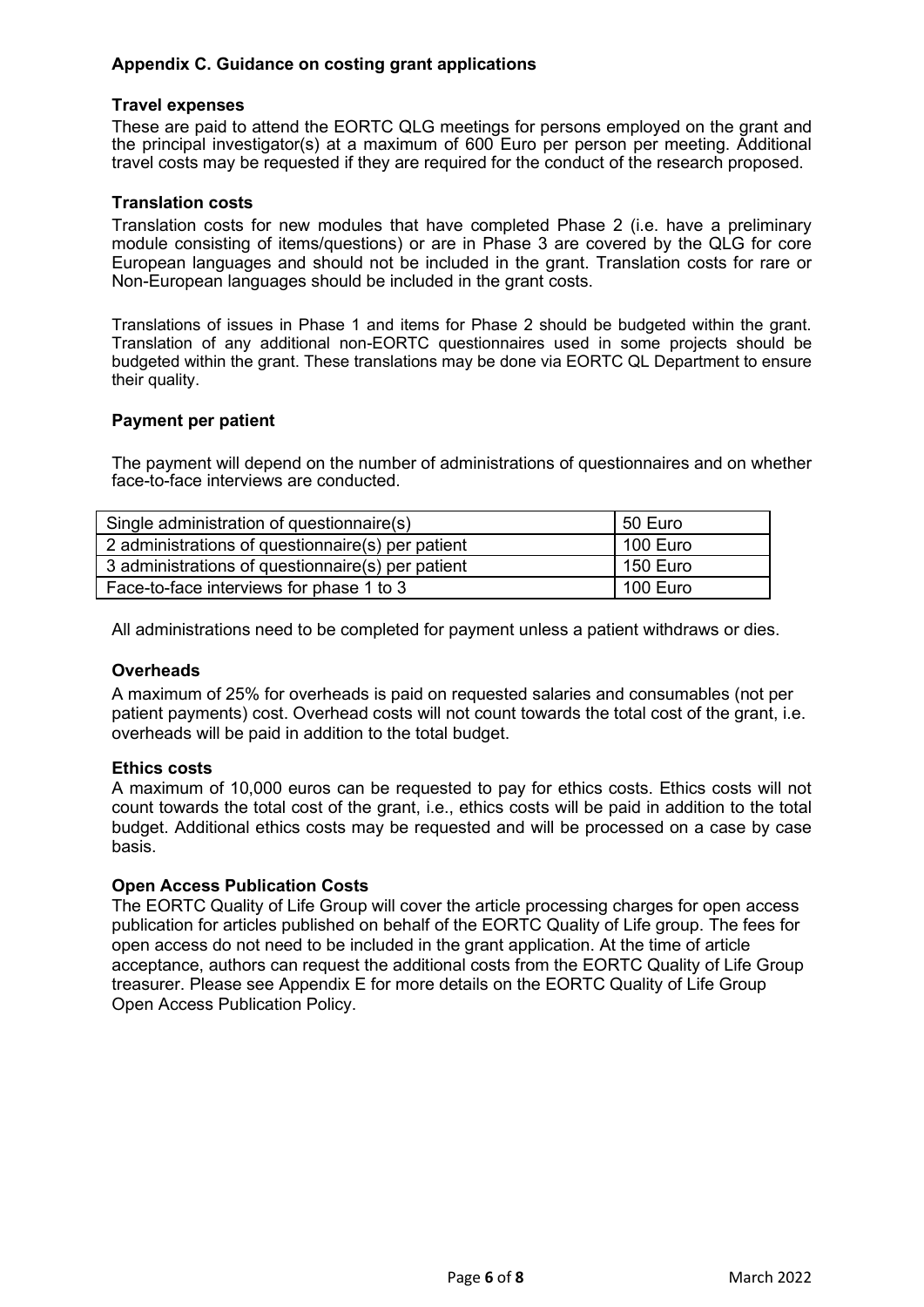## Appendix C. Guidance on costing grant applications

### Travel expenses

These are paid to attend the EORTC QLG meetings for persons employed on the grant and the principal investigator(s) at a maximum of 600 Euro per person per meeting. Additional travel costs may be requested if they are required for the conduct of the research proposed.

### Translation costs

Translation costs for new modules that have completed Phase 2 (i.e. have a preliminary module consisting of items/questions) or are in Phase 3 are covered by the QLG for core European languages and should not be included in the grant. Translation costs for rare or Non-European languages should be included in the grant costs.

Translations of issues in Phase 1 and items for Phase 2 should be budgeted within the grant. Translation of any additional non-EORTC questionnaires used in some projects should be budgeted within the grant. These translations may be done via EORTC QL Department to ensure their quality.

### Payment per patient

The payment will depend on the number of administrations of questionnaires and on whether face-to-face interviews are conducted.

| Administration | Payment |
| --- | --- |
| Single administration of questionnaire(s) | 50 Euro |
| 2 administrations of questionnaire(s) per patient | 100 Euro |
| 3 administrations of questionnaire(s) per patient | 150 Euro |
| Face-to-face interviews for phase 1 to 3 | 100 Euro |

All administrations need to be completed for payment unless a patient withdraws or dies.

### Overheads

A maximum of 25% for overheads is paid on requested salaries and consumables (not per patient payments) cost. Overhead costs will not count towards the total cost of the grant, i.e. overheads will be paid in addition to the total budget.

### Ethics costs

A maximum of 10,000 euros can be requested to pay for ethics costs. Ethics costs will not count towards the total cost of the grant, i.e., ethics costs will be paid in addition to the total budget. Additional ethics costs may be requested and will be processed on a case by case basis.

### Open Access Publication Costs

The EORTC Quality of Life Group will cover the article processing charges for open access publication for articles published on behalf of the EORTC Quality of Life group. The fees for open access do not need to be included in the grant application. At the time of article acceptance, authors can request the additional costs from the EORTC Quality of Life Group treasurer. Please see Appendix E for more details on the EORTC Quality of Life Group Open Access Publication Policy.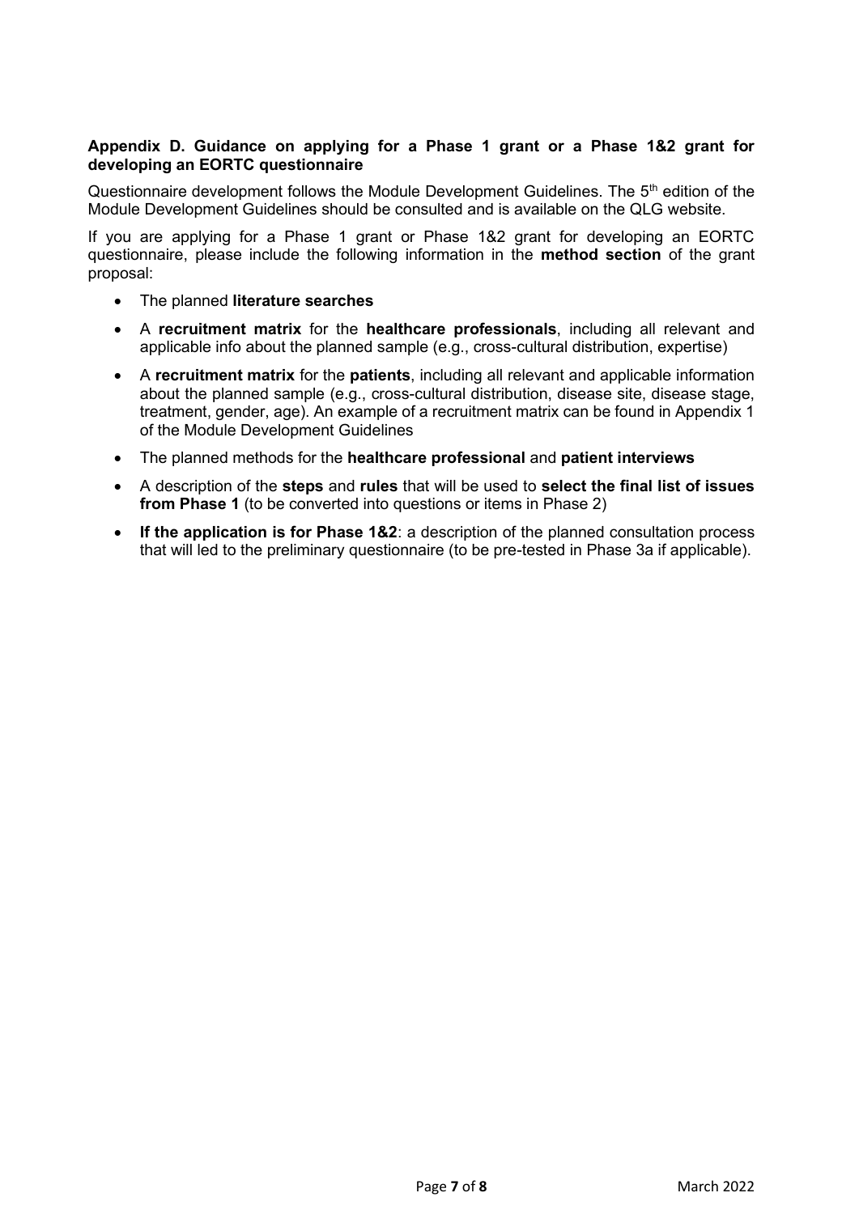### Appendix D. Guidance on applying for a Phase 1 grant or a Phase 1&2 grant for developing an EORTC questionnaire

Questionnaire development follows the Module Development Guidelines. The 5th edition of the Module Development Guidelines should be consulted and is available on the QLG website.

If you are applying for a Phase 1 grant or Phase 1&2 grant for developing an EORTC questionnaire, please include the following information in the **method section** of the grant proposal:

- The planned **literature searches**
- A **recruitment matrix** for the **healthcare professionals**, including all relevant and applicable info about the planned sample (e.g., cross-cultural distribution, expertise)
- A **recruitment matrix** for the **patients**, including all relevant and applicable information about the planned sample (e.g., cross-cultural distribution, disease site, disease stage, treatment, gender, age). An example of a recruitment matrix can be found in Appendix 1 of the Module Development Guidelines
- The planned methods for the **healthcare professional** and **patient interviews**
- A description of the **steps** and **rules** that will be used to **select the final list of issues from Phase 1** (to be converted into questions or items in Phase 2)
- **If the application is for Phase 1&2**: a description of the planned consultation process that will led to the preliminary questionnaire (to be pre-tested in Phase 3a if applicable).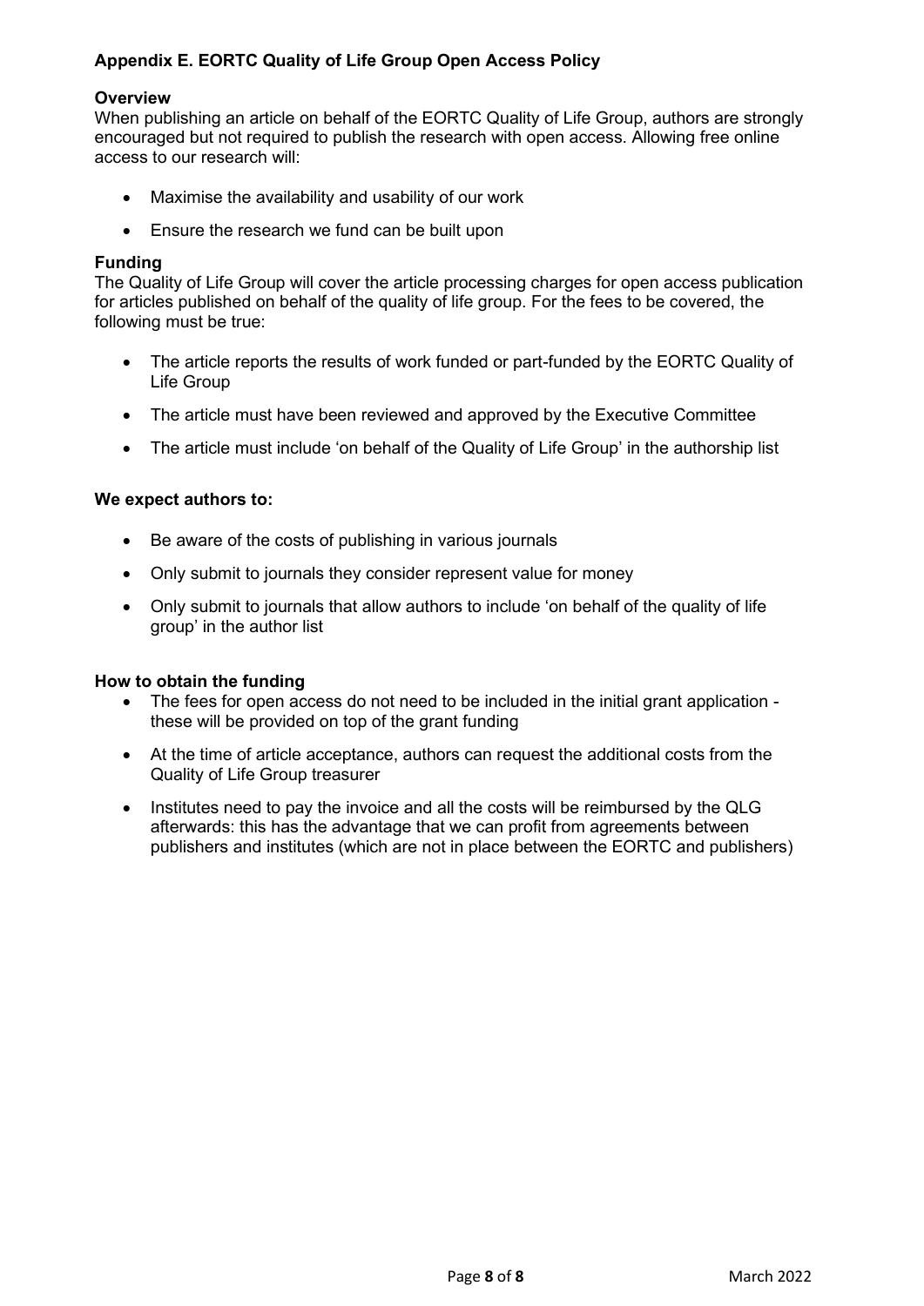## Appendix E. EORTC Quality of Life Group Open Access Policy

### Overview

When publishing an article on behalf of the EORTC Quality of Life Group, authors are strongly encouraged but not required to publish the research with open access. Allowing free online access to our research will:

- Maximise the availability and usability of our work
- Ensure the research we fund can be built upon

### Funding

The Quality of Life Group will cover the article processing charges for open access publication for articles published on behalf of the quality of life group. For the fees to be covered, the following must be true:

- The article reports the results of work funded or part-funded by the EORTC Quality of Life Group
- The article must have been reviewed and approved by the Executive Committee
- The article must include 'on behalf of the Quality of Life Group' in the authorship list

### We expect authors to:

- Be aware of the costs of publishing in various journals
- Only submit to journals they consider represent value for money
- Only submit to journals that allow authors to include 'on behalf of the quality of life group' in the author list

### How to obtain the funding

- The fees for open access do not need to be included in the initial grant application - these will be provided on top of the grant funding
- At the time of article acceptance, authors can request the additional costs from the Quality of Life Group treasurer
- Institutes need to pay the invoice and all the costs will be reimbursed by the QLG afterwards: this has the advantage that we can profit from agreements between publishers and institutes (which are not in place between the EORTC and publishers)